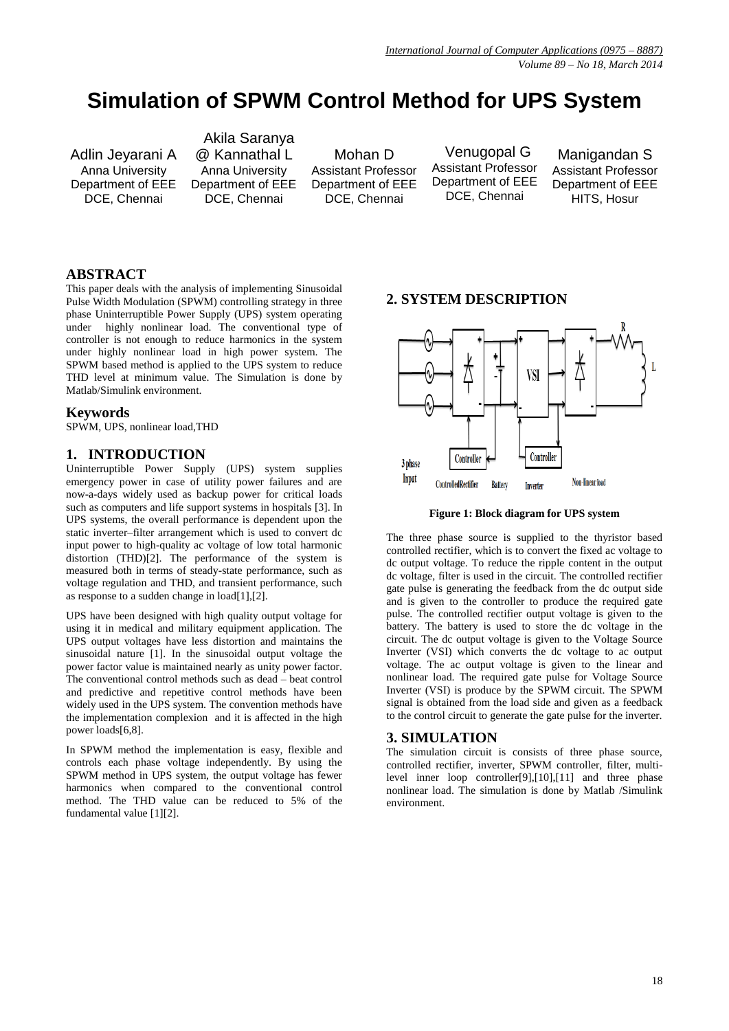# Simulation of SPWM Control Method for UPS System

Adlin Jeyarani A
Anna University
Department of EEE
DCE, Chennai

Akila Saranya @ Kannathal L
Anna University
Department of EEE
DCE, Chennai

Mohan D
Assistant Professor
Department of EEE
DCE, Chennai

Venugopal G
Assistant Professor
Department of EEE
DCE, Chennai

Manigandan S
Assistant Professor
Department of EEE
HITS, Hosur

## ABSTRACT

This paper deals with the analysis of implementing Sinusoidal Pulse Width Modulation (SPWM) controlling strategy in three phase Uninterruptible Power Supply (UPS) system operating under highly nonlinear load. The conventional type of controller is not enough to reduce harmonics in the system under highly nonlinear load in high power system. The SPWM based method is applied to the UPS system to reduce THD level at minimum value. The Simulation is done by Matlab/Simulink environment.

### Keywords

SPWM, UPS, nonlinear load,THD

## 1. INTRODUCTION

Uninterruptible Power Supply (UPS) system supplies emergency power in case of utility power failures and are now-a-days widely used as backup power for critical loads such as computers and life support systems in hospitals [3]. In UPS systems, the overall performance is dependent upon the static inverter–filter arrangement which is used to convert dc input power to high-quality ac voltage of low total harmonic distortion (THD)[2]. The performance of the system is measured both in terms of steady-state performance, such as voltage regulation and THD, and transient performance, such as response to a sudden change in load[1],[2].

UPS have been designed with high quality output voltage for using it in medical and military equipment application. The UPS output voltages have less distortion and maintains the sinusoidal nature [1]. In the sinusoidal output voltage the power factor value is maintained nearly as unity power factor. The conventional control methods such as dead – beat control and predictive and repetitive control methods have been widely used in the UPS system. The convention methods have the implementation complexion and it is affected in the high power loads[6,8].

In SPWM method the implementation is easy, flexible and controls each phase voltage independently. By using the SPWM method in UPS system, the output voltage has fewer harmonics when compared to the conventional control method. The THD value can be reduced to 5% of the fundamental value [1][2].

## 2. SYSTEM DESCRIPTION

**Figure 1: Block diagram for UPS system**

The three phase source is supplied to the thyristor based controlled rectifier, which is to convert the fixed ac voltage to dc output voltage. To reduce the ripple content in the output dc voltage, filter is used in the circuit. The controlled rectifier gate pulse is generating the feedback from the dc output side and is given to the controller to produce the required gate pulse. The controlled rectifier output voltage is given to the battery. The battery is used to store the dc voltage in the circuit. The dc output voltage is given to the Voltage Source Inverter (VSI) which converts the dc voltage to ac output voltage. The ac output voltage is given to the linear and nonlinear load. The required gate pulse for Voltage Source Inverter (VSI) is produce by the SPWM circuit. The SPWM signal is obtained from the load side and given as a feedback to the control circuit to generate the gate pulse for the inverter.

## 3. SIMULATION

The simulation circuit is consists of three phase source, controlled rectifier, inverter, SPWM controller, filter, multi-level inner loop controller[9],[10],[11] and three phase nonlinear load. The simulation is done by Matlab /Simulink environment.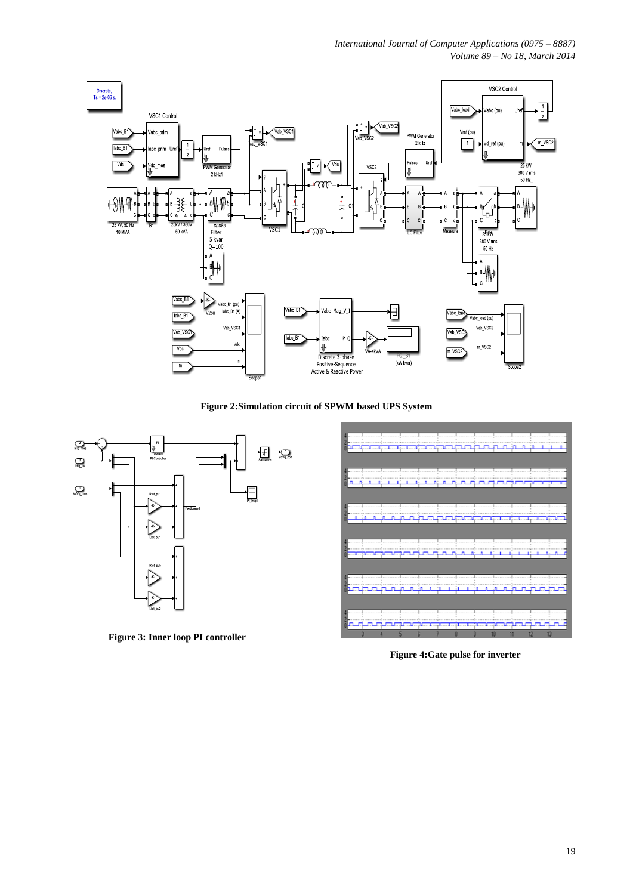**Figure 2:Simulation circuit of SPWM based UPS System**

**Figure 3: Inner loop PI controller**

**Figure 4:Gate pulse for inverter**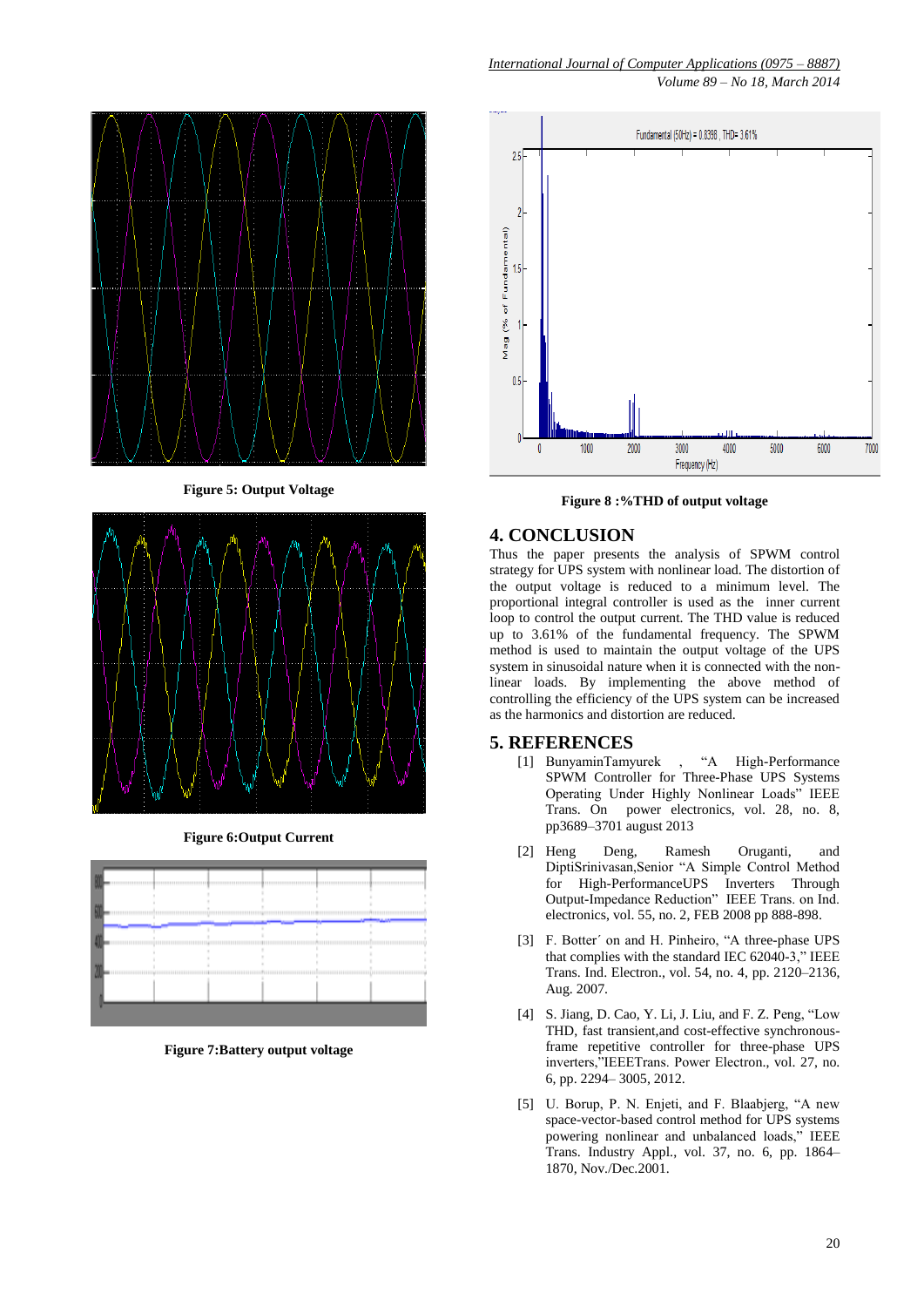Figure 5: Output Voltage

Figure 6:Output Current

Figure 7:Battery output voltage

Figure 8 :%THD of output voltage

## 4. CONCLUSION

Thus the paper presents the analysis of SPWM control strategy for UPS system with nonlinear load. The distortion of the output voltage is reduced to a minimum level. The proportional integral controller is used as the inner current loop to control the output current. The THD value is reduced up to 3.61% of the fundamental frequency. The SPWM method is used to maintain the output voltage of the UPS system in sinusoidal nature when it is connected with the non-linear loads. By implementing the above method of controlling the efficiency of the UPS system can be increased as the harmonics and distortion are reduced.

## 5. REFERENCES

[1] BunyaminTamyurek , "A High-Performance SPWM Controller for Three-Phase UPS Systems Operating Under Highly Nonlinear Loads" IEEE Trans. On power electronics, vol. 28, no. 8, pp3689–3701 august 2013

[2] Heng Deng, Ramesh Oruganti, and DiptiSrinivasan,Senior "A Simple Control Method for High-PerformanceUPS Inverters Through Output-Impedance Reduction" IEEE Trans. on Ind. electronics, vol. 55, no. 2, FEB 2008 pp 888-898.

[3] F. Botter´ on and H. Pinheiro, "A three-phase UPS that complies with the standard IEC 62040-3," IEEE Trans. Ind. Electron., vol. 54, no. 4, pp. 2120–2136, Aug. 2007.

[4] S. Jiang, D. Cao, Y. Li, J. Liu, and F. Z. Peng, "Low THD, fast transient,and cost-effective synchronous-frame repetitive controller for three-phase UPS inverters,"IEEETrans. Power Electron., vol. 27, no. 6, pp. 2294– 3005, 2012.

[5] U. Borup, P. N. Enjeti, and F. Blaabjerg, "A new space-vector-based control method for UPS systems powering nonlinear and unbalanced loads," IEEE Trans. Industry Appl., vol. 37, no. 6, pp. 1864–1870, Nov./Dec.2001.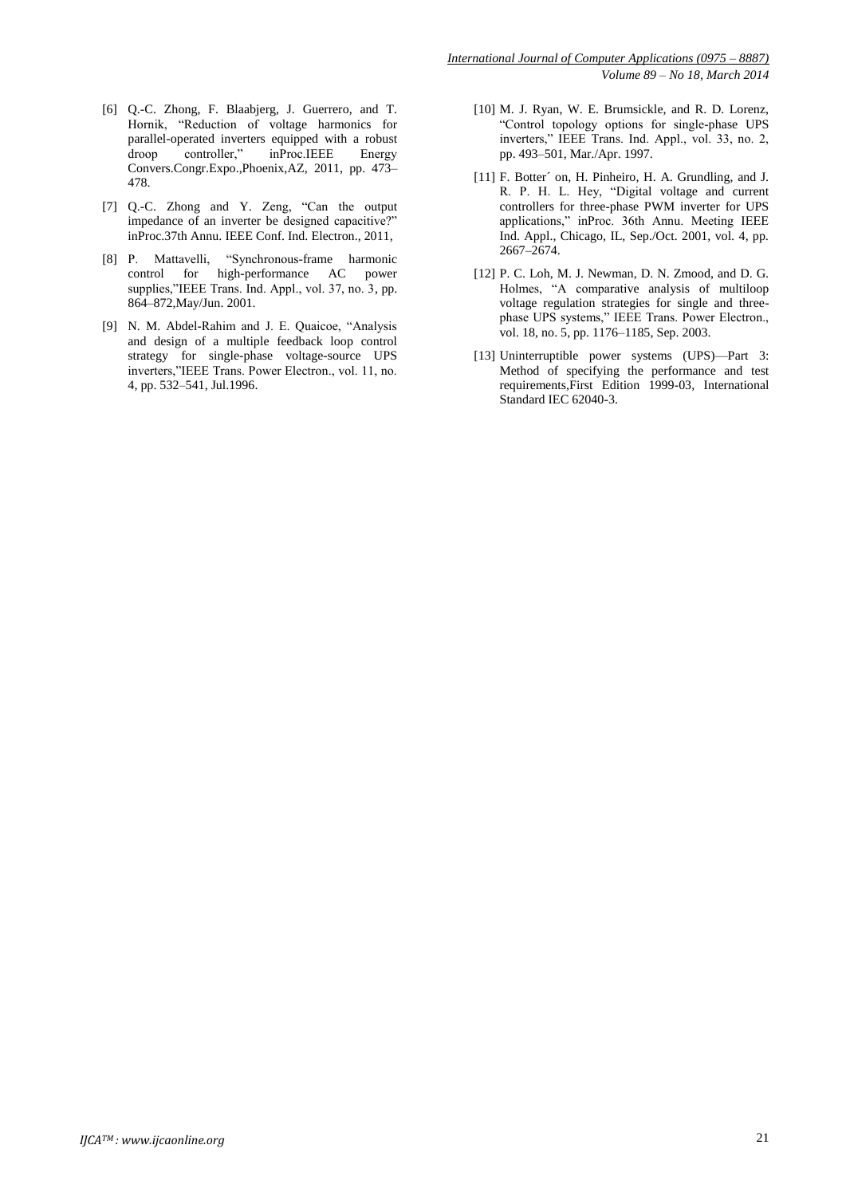[6] Q.-C. Zhong, F. Blaabjerg, J. Guerrero, and T. Hornik, "Reduction of voltage harmonics for parallel-operated inverters equipped with a robust droop controller," inProc.IEEE Energy Convers.Congr.Expo.,Phoenix,AZ, 2011, pp. 473–478.

[7] Q.-C. Zhong and Y. Zeng, "Can the output impedance of an inverter be designed capacitive?" inProc.37th Annu. IEEE Conf. Ind. Electron., 2011,

[8] P. Mattavelli, "Synchronous-frame harmonic control for high-performance AC power supplies,"IEEE Trans. Ind. Appl., vol. 37, no. 3, pp. 864–872,May/Jun. 2001.

[9] N. M. Abdel-Rahim and J. E. Quaicoe, "Analysis and design of a multiple feedback loop control strategy for single-phase voltage-source UPS inverters,"IEEE Trans. Power Electron., vol. 11, no. 4, pp. 532–541, Jul.1996.

[10] M. J. Ryan, W. E. Brumsickle, and R. D. Lorenz, "Control topology options for single-phase UPS inverters," IEEE Trans. Ind. Appl., vol. 33, no. 2, pp. 493–501, Mar./Apr. 1997.

[11] F. Botter´ on, H. Pinheiro, H. A. Grundling, and J. R. P. H. L. Hey, "Digital voltage and current controllers for three-phase PWM inverter for UPS applications," inProc. 36th Annu. Meeting IEEE Ind. Appl., Chicago, IL, Sep./Oct. 2001, vol. 4, pp. 2667–2674.

[12] P. C. Loh, M. J. Newman, D. N. Zmood, and D. G. Holmes, "A comparative analysis of multiloop voltage regulation strategies for single and three-phase UPS systems," IEEE Trans. Power Electron., vol. 18, no. 5, pp. 1176–1185, Sep. 2003.

[13] Uninterruptible power systems (UPS)—Part 3: Method of specifying the performance and test requirements,First Edition 1999-03, International Standard IEC 62040-3.